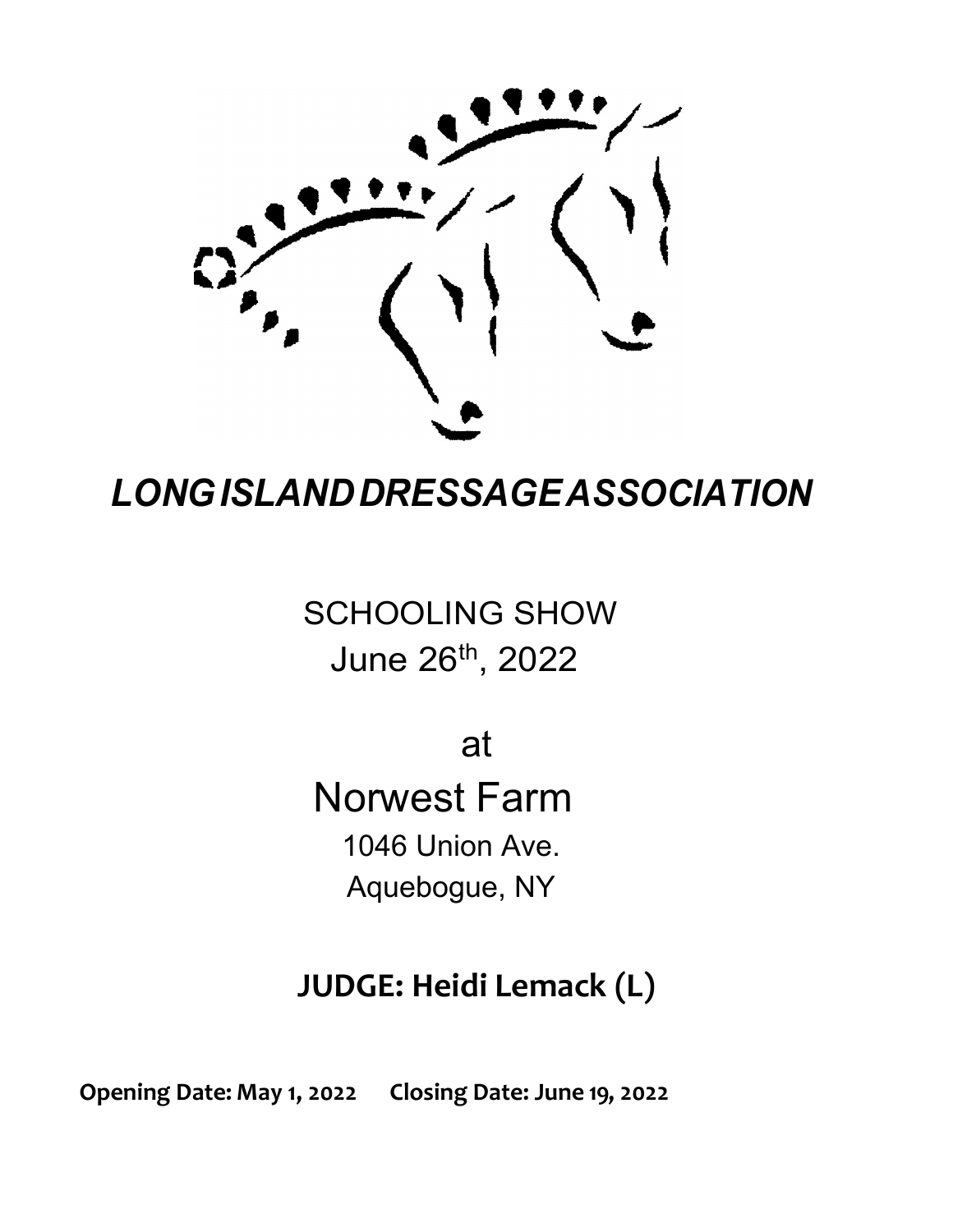# *LONG ISLAND DRESSAGE ASSOCIATION*

SCHOOLING SHOW

June 26th, 2022

at

Norwest Farm

1046 Union Ave.

Aquebogue, NY

**JUDGE: Heidi Lemack (L)**

**Opening Date: May 1, 2022 Closing Date: June 19, 2022**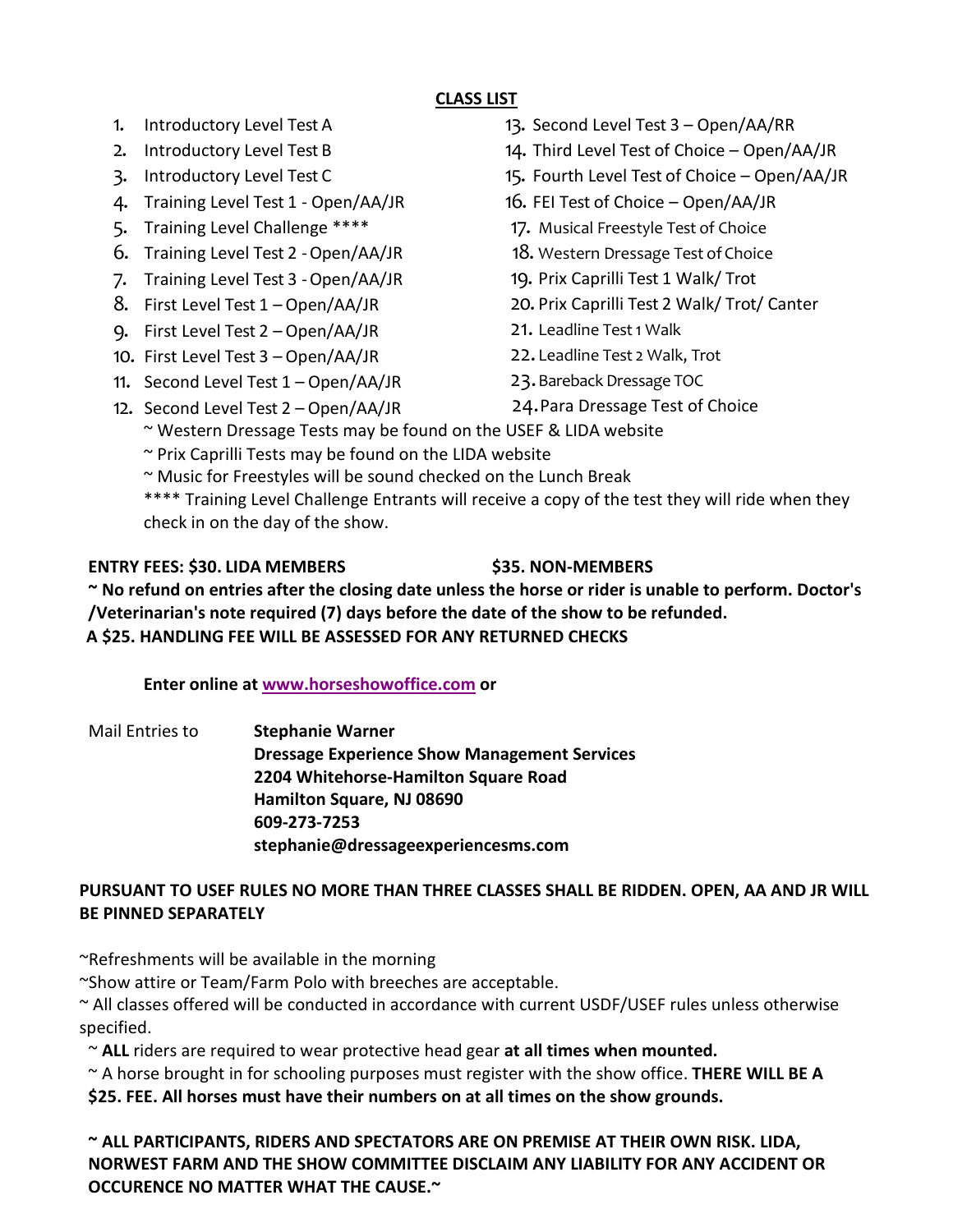## CLASS LIST

1. Introductory Level Test A
2. Introductory Level Test B
3. Introductory Level Test C
4. Training Level Test 1 - Open/AA/JR
5. Training Level Challenge ****
6. Training Level Test 2 - Open/AA/JR
7. Training Level Test 3 - Open/AA/JR
8. First Level Test 1 – Open/AA/JR
9. First Level Test 2 – Open/AA/JR
10. First Level Test 3 – Open/AA/JR
11. Second Level Test 1 – Open/AA/JR
12. Second Level Test 2 – Open/AA/JR
13. Second Level Test 3 – Open/AA/RR
14. Third Level Test of Choice – Open/AA/JR
15. Fourth Level Test of Choice – Open/AA/JR
16. FEI Test of Choice – Open/AA/JR
17. Musical Freestyle Test of Choice
18. Western Dressage Test of Choice
19. Prix Caprilli Test 1 Walk/ Trot
20. Prix Caprilli Test 2 Walk/ Trot/ Canter
21. Leadline Test 1 Walk
22. Leadline Test 2 Walk, Trot
23. Bareback Dressage TOC
24. Para Dressage Test of Choice

~ Western Dressage Tests may be found on the USEF & LIDA website

~ Prix Caprilli Tests may be found on the LIDA website

~ Music for Freestyles will be sound checked on the Lunch Break

**** Training Level Challenge Entrants will receive a copy of the test they will ride when they check in on the day of the show.

**ENTRY FEES: $30. LIDA MEMBERS $35. NON-MEMBERS**

**~ No refund on entries after the closing date unless the horse or rider is unable to perform. Doctor's /Veterinarian's note required (7) days before the date of the show to be refunded.**

**A $25. HANDLING FEE WILL BE ASSESSED FOR ANY RETURNED CHECKS**

**Enter online at [www.horseshowoffice.com](http://www.horseshowoffice.com) or**

Mail Entries to **Stephanie Warner**
**Dressage Experience Show Management Services**
**2204 Whitehorse-Hamilton Square Road**
**Hamilton Square, NJ 08690**
**609-273-7253**
**stephanie@dressageexperiencesms.com**

**PURSUANT TO USEF RULES NO MORE THAN THREE CLASSES SHALL BE RIDDEN. OPEN, AA AND JR WILL BE PINNED SEPARATELY**

~Refreshments will be available in the morning

~Show attire or Team/Farm Polo with breeches are acceptable.

~ All classes offered will be conducted in accordance with current USDF/USEF rules unless otherwise specified.

~ **ALL** riders are required to wear protective head gear **at all times when mounted.**

~ A horse brought in for schooling purposes must register with the show office. **THERE WILL BE A $25. FEE. All horses must have their numbers on at all times on the show grounds.**

**~ ALL PARTICIPANTS, RIDERS AND SPECTATORS ARE ON PREMISE AT THEIR OWN RISK. LIDA, NORWEST FARM AND THE SHOW COMMITTEE DISCLAIM ANY LIABILITY FOR ANY ACCIDENT OR OCCURENCE NO MATTER WHAT THE CAUSE.~**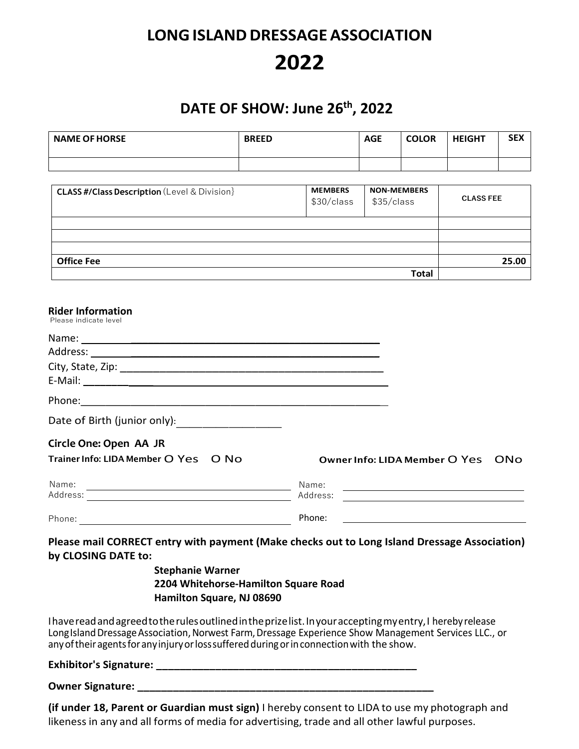# LONG ISLAND DRESSAGE ASSOCIATION

# 2022

## DATE OF SHOW: June 26th, 2022

| NAME OF HORSE | BREED | AGE | COLOR | HEIGHT | SEX |
|---|---|---|---|---|---|
| | | | | | |

| CLASS #/Class Description (Level & Division) | MEMBERS $30/class | NON-MEMBERS $35/class | CLASS FEE |
|---|---|---|---|
| | | | |
| | | | |
| | | | |
| Office Fee | | | 25.00 |
| | | Total | |

**Rider Information**
Please indicate level

Name: ________________________________________________

Address: ______________________________________________

City, State, Zip: _______________________________________

E-Mail: _______________________________________________

Phone: ________________________________________________

Date of Birth (junior only): ________________

**Circle One: Open AA JR**

**Trainer Info: LIDA Member** O Yes O No

Name: ______________________________

Address: ______________________________

Phone: ______________________________

**Owner Info: LIDA Member** O Yes O No

Name: ______________________________

Address: ______________________________

Phone: ______________________________

**Please mail CORRECT entry with payment (Make checks out to Long Island Dressage Association) by CLOSING DATE to:**

**Stephanie Warner**
**2204 Whitehorse-Hamilton Square Road**
**Hamilton Square, NJ 08690**

I have read and agreed to the rules outlined in the prize list. In your accepting my entry, I hereby release Long Island Dressage Association, Norwest Farm, Dressage Experience Show Management Services LLC., or any of their agents for any injury or loss suffered during or in connection with the show.

**Exhibitor's Signature:** ______________________________________

**Owner Signature:** __________________________________________

**(if under 18, Parent or Guardian must sign)** I hereby consent to LIDA to use my photograph and likeness in any and all forms of media for advertising, trade and all other lawful purposes.